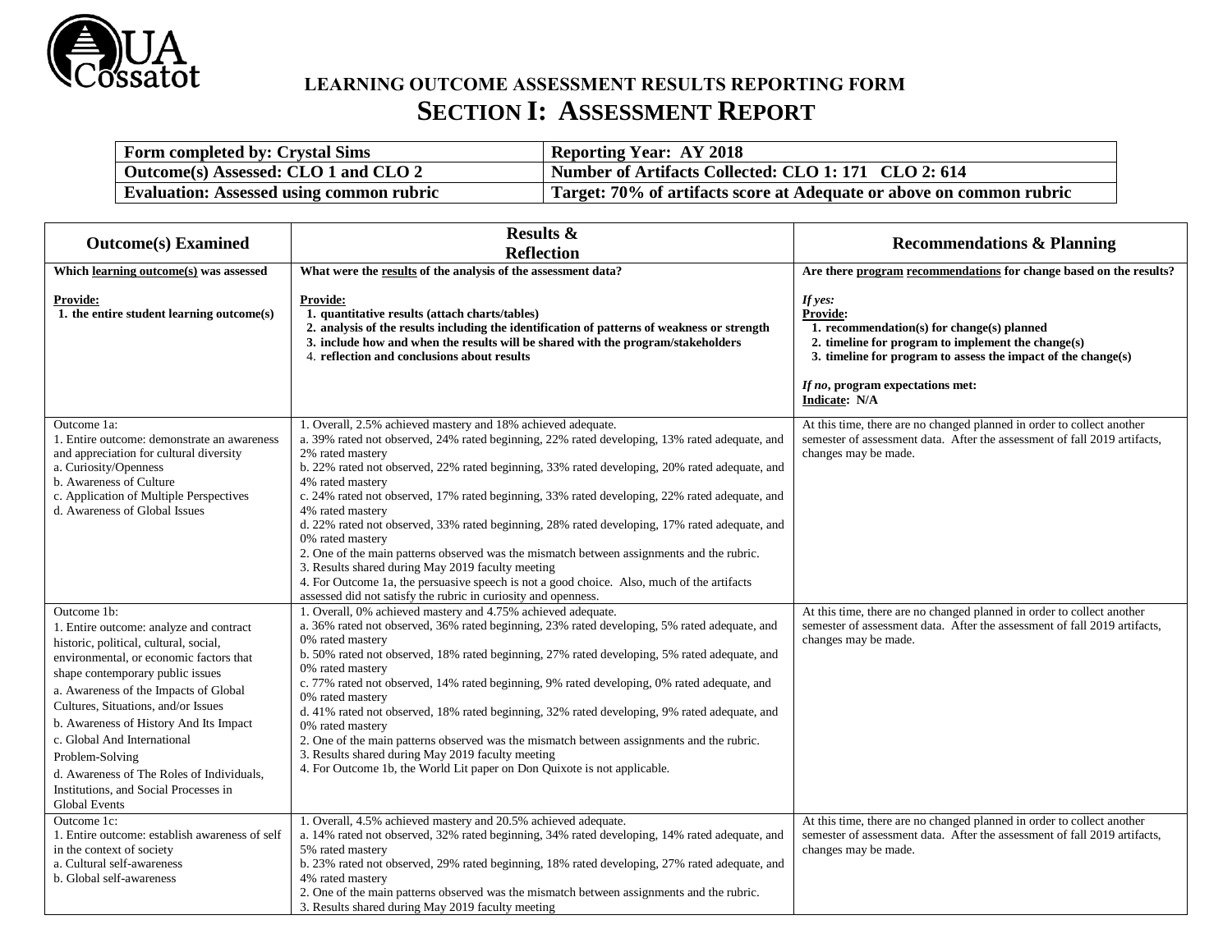# LEARNING OUTCOME ASSESSMENT RESULTS REPORTING FORM

## SECTION I: ASSESSMENT REPORT

| Form completed by: Crystal Sims | Reporting Year: AY 2018 |
|---|---|
| Outcome(s) Assessed: CLO 1 and CLO 2 | Number of Artifacts Collected: CLO 1: 171 CLO 2: 614 |
| Evaluation: Assessed using common rubric | Target: 70% of artifacts score at Adequate or above on common rubric |

| Outcome(s) Examined | Results & Reflection | Recommendations & Planning |
|---|---|---|
| **Which learning outcome(s) was assessed**<br><br>**Provide:**<br>**1. the entire student learning outcome(s)** | **What were the results of the analysis of the assessment data?**<br><br>**Provide:**<br>**1. quantitative results (attach charts/tables)**<br>**2. analysis of the results including the identification of patterns of weakness or strength**<br>**3. include how and when the results will be shared with the program/stakeholders**<br>**4. reflection and conclusions about results** | **Are there program recommendations for change based on the results?**<br><br>***If yes:***<br>**Provide:**<br>**1. recommendation(s) for change(s) planned**<br>**2. timeline for program to implement the change(s)**<br>**3. timeline for program to assess the impact of the change(s)**<br><br>***If no*, program expectations met:**<br>**Indicate: N/A** |
| Outcome 1a:<br>1. Entire outcome: demonstrate an awareness and appreciation for cultural diversity<br>a. Curiosity/Openness<br>b. Awareness of Culture<br>c. Application of Multiple Perspectives<br>d. Awareness of Global Issues | 1. Overall, 2.5% achieved mastery and 18% achieved adequate.<br>a. 39% rated not observed, 24% rated beginning, 22% rated developing, 13% rated adequate, and 2% rated mastery<br>b. 22% rated not observed, 22% rated beginning, 33% rated developing, 20% rated adequate, and 4% rated mastery<br>c. 24% rated not observed, 17% rated beginning, 33% rated developing, 22% rated adequate, and 4% rated mastery<br>d. 22% rated not observed, 33% rated beginning, 28% rated developing, 17% rated adequate, and 0% rated mastery<br>2. One of the main patterns observed was the mismatch between assignments and the rubric.<br>3. Results shared during May 2019 faculty meeting<br>4. For Outcome 1a, the persuasive speech is not a good choice. Also, much of the artifacts assessed did not satisfy the rubric in curiosity and openness. | At this time, there are no changed planned in order to collect another semester of assessment data. After the assessment of fall 2019 artifacts, changes may be made. |
| Outcome 1b:<br>1. Entire outcome: analyze and contract historic, political, cultural, social, environmental, or economic factors that shape contemporary public issues<br>a. Awareness of the Impacts of Global Cultures, Situations, and/or Issues<br>b. Awareness of History And Its Impact<br>c. Global And International Problem-Solving<br>d. Awareness of The Roles of Individuals, Institutions, and Social Processes in Global Events | 1. Overall, 0% achieved mastery and 4.75% achieved adequate.<br>a. 36% rated not observed, 36% rated beginning, 23% rated developing, 5% rated adequate, and 0% rated mastery<br>b. 50% rated not observed, 18% rated beginning, 27% rated developing, 5% rated adequate, and 0% rated mastery<br>c. 77% rated not observed, 14% rated beginning, 9% rated developing, 0% rated adequate, and 0% rated mastery<br>d. 41% rated not observed, 18% rated beginning, 32% rated developing, 9% rated adequate, and 0% rated mastery<br>2. One of the main patterns observed was the mismatch between assignments and the rubric.<br>3. Results shared during May 2019 faculty meeting<br>4. For Outcome 1b, the World Lit paper on Don Quixote is not applicable. | At this time, there are no changed planned in order to collect another semester of assessment data. After the assessment of fall 2019 artifacts, changes may be made. |
| Outcome 1c:<br>1. Entire outcome: establish awareness of self in the context of society<br>a. Cultural self-awareness<br>b. Global self-awareness | 1. Overall, 4.5% achieved mastery and 20.5% achieved adequate.<br>a. 14% rated not observed, 32% rated beginning, 34% rated developing, 14% rated adequate, and 5% rated mastery<br>b. 23% rated not observed, 29% rated beginning, 18% rated developing, 27% rated adequate, and 4% rated mastery<br>2. One of the main patterns observed was the mismatch between assignments and the rubric.<br>3. Results shared during May 2019 faculty meeting | At this time, there are no changed planned in order to collect another semester of assessment data. After the assessment of fall 2019 artifacts, changes may be made. |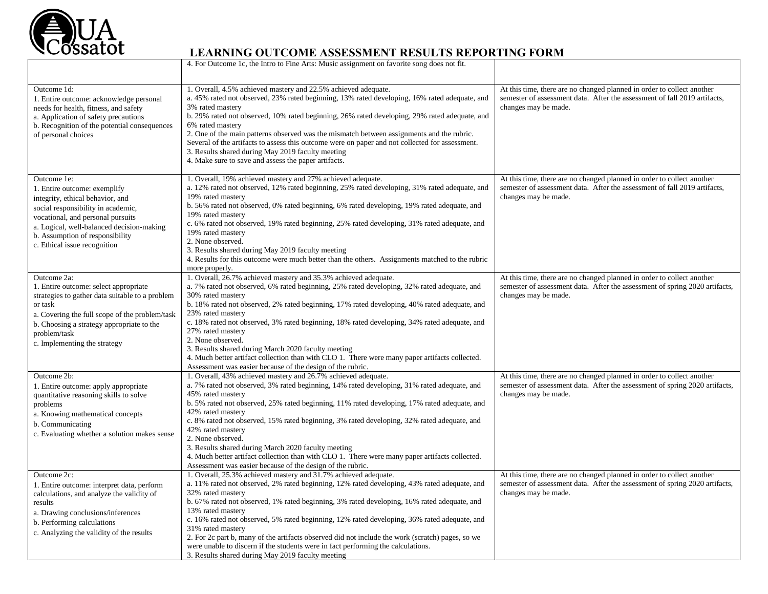# LEARNING OUTCOME ASSESSMENT RESULTS REPORTING FORM

| | | |
|---|---|---|
| | 4. For Outcome 1c, the Intro to Fine Arts: Music assignment on favorite song does not fit. | |
| Outcome 1d:<br>1. Entire outcome: acknowledge personal needs for health, fitness, and safety<br>a. Application of safety precautions<br>b. Recognition of the potential consequences of personal choices | 1. Overall, 4.5% achieved mastery and 22.5% achieved adequate.<br>a. 45% rated not observed, 23% rated beginning, 13% rated developing, 16% rated adequate, and 3% rated mastery<br>b. 29% rated not observed, 10% rated beginning, 26% rated developing, 29% rated adequate, and 6% rated mastery<br>2. One of the main patterns observed was the mismatch between assignments and the rubric. Several of the artifacts to assess this outcome were on paper and not collected for assessment.<br>3. Results shared during May 2019 faculty meeting<br>4. Make sure to save and assess the paper artifacts. | At this time, there are no changed planned in order to collect another semester of assessment data. After the assessment of fall 2019 artifacts, changes may be made. |
| Outcome 1e:<br>1. Entire outcome: exemplify integrity, ethical behavior, and social responsibility in academic, vocational, and personal pursuits<br>a. Logical, well-balanced decision-making<br>b. Assumption of responsibility<br>c. Ethical issue recognition | 1. Overall, 19% achieved mastery and 27% achieved adequate.<br>a. 12% rated not observed, 12% rated beginning, 25% rated developing, 31% rated adequate, and 19% rated mastery<br>b. 56% rated not observed, 0% rated beginning, 6% rated developing, 19% rated adequate, and 19% rated mastery<br>c. 6% rated not observed, 19% rated beginning, 25% rated developing, 31% rated adequate, and 19% rated mastery<br>2. None observed.<br>3. Results shared during May 2019 faculty meeting<br>4. Results for this outcome were much better than the others. Assignments matched to the rubric more properly. | At this time, there are no changed planned in order to collect another semester of assessment data. After the assessment of fall 2019 artifacts, changes may be made. |
| Outcome 2a:<br>1. Entire outcome: select appropriate strategies to gather data suitable to a problem or task<br>a. Covering the full scope of the problem/task<br>b. Choosing a strategy appropriate to the problem/task<br>c. Implementing the strategy | 1. Overall, 26.7% achieved mastery and 35.3% achieved adequate.<br>a. 7% rated not observed, 6% rated beginning, 25% rated developing, 32% rated adequate, and 30% rated mastery<br>b. 18% rated not observed, 2% rated beginning, 17% rated developing, 40% rated adequate, and 23% rated mastery<br>c. 18% rated not observed, 3% rated beginning, 18% rated developing, 34% rated adequate, and 27% rated mastery<br>2. None observed.<br>3. Results shared during March 2020 faculty meeting<br>4. Much better artifact collection than with CLO 1. There were many paper artifacts collected. Assessment was easier because of the design of the rubric. | At this time, there are no changed planned in order to collect another semester of assessment data. After the assessment of spring 2020 artifacts, changes may be made. |
| Outcome 2b:<br>1. Entire outcome: apply appropriate quantitative reasoning skills to solve problems<br>a. Knowing mathematical concepts<br>b. Communicating<br>c. Evaluating whether a solution makes sense | 1. Overall, 43% achieved mastery and 26.7% achieved adequate.<br>a. 7% rated not observed, 3% rated beginning, 14% rated developing, 31% rated adequate, and 45% rated mastery<br>b. 5% rated not observed, 25% rated beginning, 11% rated developing, 17% rated adequate, and 42% rated mastery<br>c. 8% rated not observed, 15% rated beginning, 3% rated developing, 32% rated adequate, and 42% rated mastery<br>2. None observed.<br>3. Results shared during March 2020 faculty meeting<br>4. Much better artifact collection than with CLO 1. There were many paper artifacts collected. Assessment was easier because of the design of the rubric. | At this time, there are no changed planned in order to collect another semester of assessment data. After the assessment of spring 2020 artifacts, changes may be made. |
| Outcome 2c:<br>1. Entire outcome: interpret data, perform calculations, and analyze the validity of results<br>a. Drawing conclusions/inferences<br>b. Performing calculations<br>c. Analyzing the validity of the results | 1. Overall, 25.3% achieved mastery and 31.7% achieved adequate.<br>a. 11% rated not observed, 2% rated beginning, 12% rated developing, 43% rated adequate, and 32% rated mastery<br>b. 67% rated not observed, 1% rated beginning, 3% rated developing, 16% rated adequate, and 13% rated mastery<br>c. 16% rated not observed, 5% rated beginning, 12% rated developing, 36% rated adequate, and 31% rated mastery<br>2. For 2c part b, many of the artifacts observed did not include the work (scratch) pages, so we were unable to discern if the students were in fact performing the calculations.<br>3. Results shared during May 2019 faculty meeting | At this time, there are no changed planned in order to collect another semester of assessment data. After the assessment of spring 2020 artifacts, changes may be made. |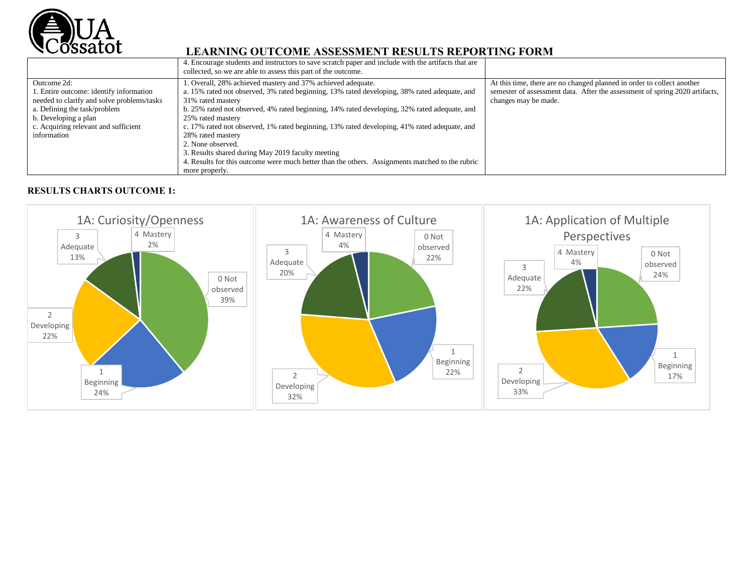# LEARNING OUTCOME ASSESSMENT RESULTS REPORTING FORM

| | | |
|---|---|---|
| | 4. Encourage students and instructors to save scratch paper and include with the artifacts that are collected, so we are able to assess this part of the outcome. | |
| Outcome 2d:<br>1. Entire outcome: identify information needed to clarify and solve problems/tasks<br>a. Defining the task/problem<br>b. Developing a plan<br>c. Acquiring relevant and sufficient information | 1. Overall, 28% achieved mastery and 37% achieved adequate.<br>a. 15% rated not observed, 3% rated beginning, 13% rated developing, 38% rated adequate, and 31% rated mastery<br>b. 25% rated not observed, 4% rated beginning, 14% rated developing, 32% rated adequate, and 25% rated mastery<br>c. 17% rated not observed, 1% rated beginning, 13% rated developing, 41% rated adequate, and 28% rated mastery<br>2. None observed.<br>3. Results shared during May 2019 faculty meeting<br>4. Results for this outcome were much better than the others. Assignments matched to the rubric more properly. | At this time, there are no changed planned in order to collect another semester of assessment data. After the assessment of spring 2020 artifacts, changes may be made. |

**RESULTS CHARTS OUTCOME 1:**

**1A: Curiosity/Openness**

- 0 Not observed: 39%
- 1 Beginning: 24%
- 2 Developing: 22%
- 3 Adequate: 13%
- 4 Mastery: 2%

**1A: Awareness of Culture**

- 0 Not observed: 22%
- 1 Beginning: 22%
- 2 Developing: 32%
- 3 Adequate: 20%
- 4 Mastery: 4%

**1A: Application of Multiple Perspectives**

- 0 Not observed: 24%
- 1 Beginning: 17%
- 2 Developing: 33%
- 3 Adequate: 22%
- 4 Mastery: 4%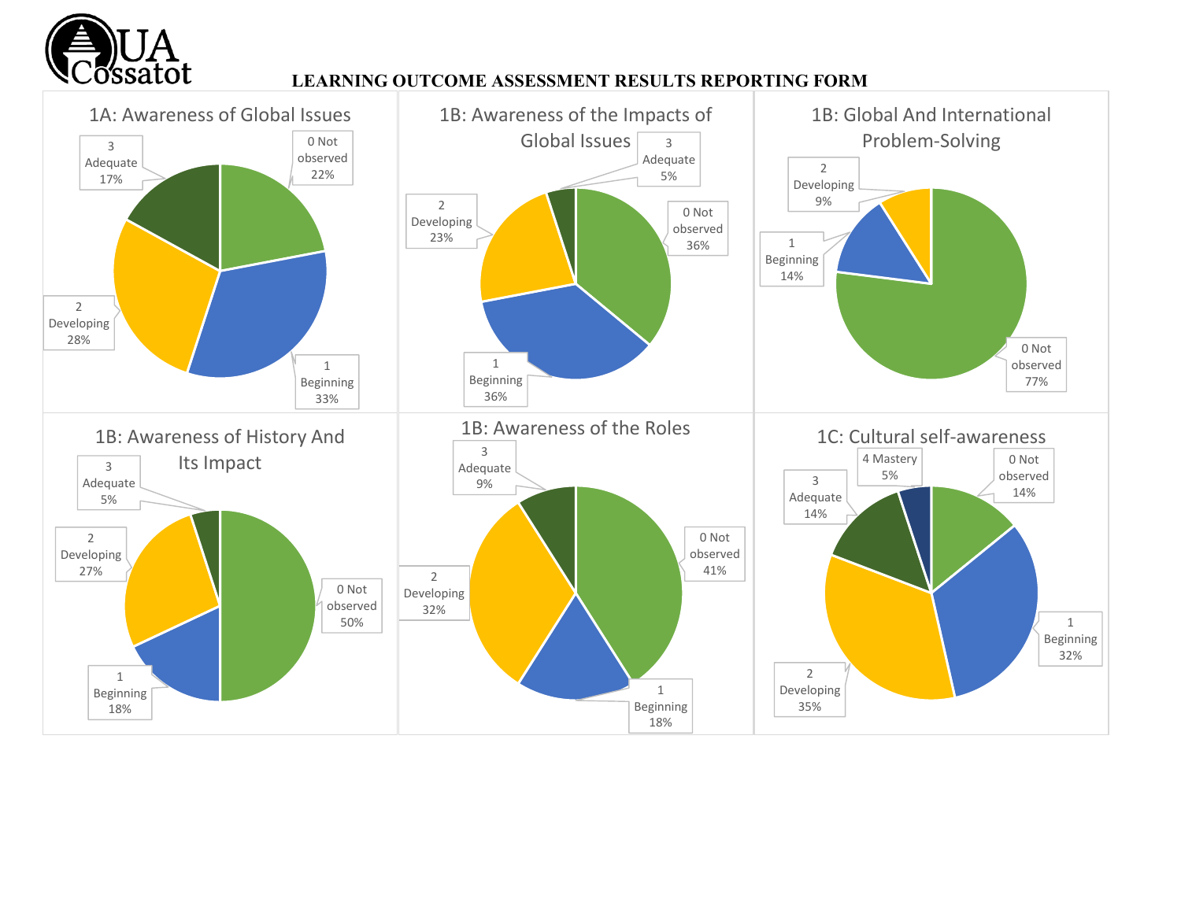# LEARNING OUTCOME ASSESSMENT RESULTS REPORTING FORM

## 1A: Awareness of Global Issues

| Level | Percentage |
| --- | --- |
| 0 Not observed | 22% |
| 1 Beginning | 33% |
| 2 Developing | 28% |
| 3 Adequate | 17% |

## 1B: Awareness of the Impacts of Global Issues

| Level | Percentage |
| --- | --- |
| 0 Not observed | 36% |
| 1 Beginning | 36% |
| 2 Developing | 23% |
| 3 Adequate | 5% |

## 1B: Global And International Problem-Solving

| Level | Percentage |
| --- | --- |
| 0 Not observed | 77% |
| 1 Beginning | 14% |
| 2 Developing | 9% |

## 1B: Awareness of History And Its Impact

| Level | Percentage |
| --- | --- |
| 0 Not observed | 50% |
| 1 Beginning | 18% |
| 2 Developing | 27% |
| 3 Adequate | 5% |

## 1B: Awareness of the Roles

| Level | Percentage |
| --- | --- |
| 0 Not observed | 41% |
| 1 Beginning | 18% |
| 2 Developing | 32% |
| 3 Adequate | 9% |

## 1C: Cultural self-awareness

| Level | Percentage |
| --- | --- |
| 0 Not observed | 14% |
| 1 Beginning | 32% |
| 2 Developing | 35% |
| 3 Adequate | 14% |
| 4 Mastery | 5% |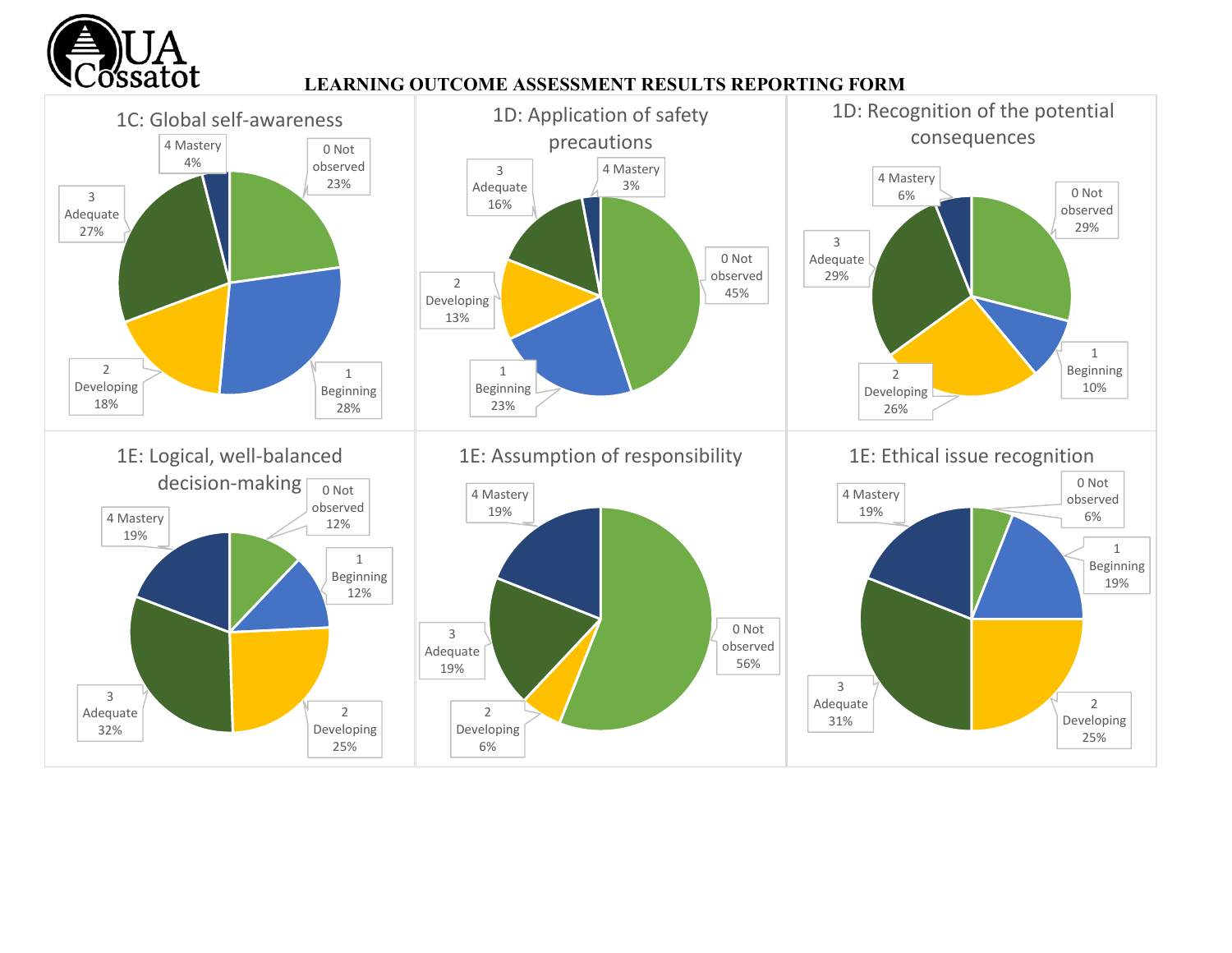# LEARNING OUTCOME ASSESSMENT RESULTS REPORTING FORM

### 1C: Global self-awareness

| Rating | Percent |
|---|---|
| 0 Not observed | 23% |
| 1 Beginning | 28% |
| 2 Developing | 18% |
| 3 Adequate | 27% |
| 4 Mastery | 4% |

### 1D: Application of safety precautions

| Rating | Percent |
|---|---|
| 0 Not observed | 45% |
| 1 Beginning | 23% |
| 2 Developing | 13% |
| 3 Adequate | 16% |
| 4 Mastery | 3% |

### 1D: Recognition of the potential consequences

| Rating | Percent |
|---|---|
| 0 Not observed | 29% |
| 1 Beginning | 10% |
| 2 Developing | 26% |
| 3 Adequate | 29% |
| 4 Mastery | 6% |

### 1E: Logical, well-balanced decision-making

| Rating | Percent |
|---|---|
| 0 Not observed | 12% |
| 1 Beginning | 12% |
| 2 Developing | 25% |
| 3 Adequate | 32% |
| 4 Mastery | 19% |

### 1E: Assumption of responsibility

| Rating | Percent |
|---|---|
| 0 Not observed | 56% |
| 2 Developing | 6% |
| 3 Adequate | 19% |
| 4 Mastery | 19% |

### 1E: Ethical issue recognition

| Rating | Percent |
|---|---|
| 0 Not observed | 6% |
| 1 Beginning | 19% |
| 2 Developing | 25% |
| 3 Adequate | 31% |
| 4 Mastery | 19% |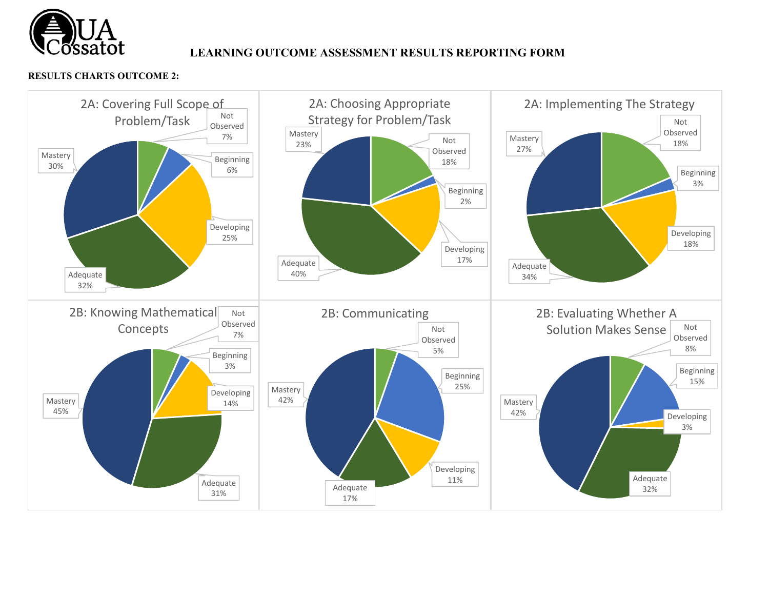**LEARNING OUTCOME ASSESSMENT RESULTS REPORTING FORM**

**RESULTS CHARTS OUTCOME 2:**

**2A: Covering Full Scope of Problem/Task**

| Category | Percent |
| --- | --- |
| Not Observed | 7% |
| Beginning | 6% |
| Developing | 25% |
| Adequate | 32% |
| Mastery | 30% |

**2A: Choosing Appropriate Strategy for Problem/Task**

| Category | Percent |
| --- | --- |
| Not Observed | 18% |
| Beginning | 2% |
| Developing | 17% |
| Adequate | 40% |
| Mastery | 23% |

**2A: Implementing The Strategy**

| Category | Percent |
| --- | --- |
| Not Observed | 18% |
| Beginning | 3% |
| Developing | 18% |
| Adequate | 34% |
| Mastery | 27% |

**2B: Knowing Mathematical Concepts**

| Category | Percent |
| --- | --- |
| Not Observed | 7% |
| Beginning | 3% |
| Developing | 14% |
| Adequate | 31% |
| Mastery | 45% |

**2B: Communicating**

| Category | Percent |
| --- | --- |
| Not Observed | 5% |
| Beginning | 25% |
| Developing | 11% |
| Adequate | 17% |
| Mastery | 42% |

**2B: Evaluating Whether A Solution Makes Sense**

| Category | Percent |
| --- | --- |
| Not Observed | 8% |
| Beginning | 15% |
| Developing | 3% |
| Adequate | 32% |
| Mastery | 42% |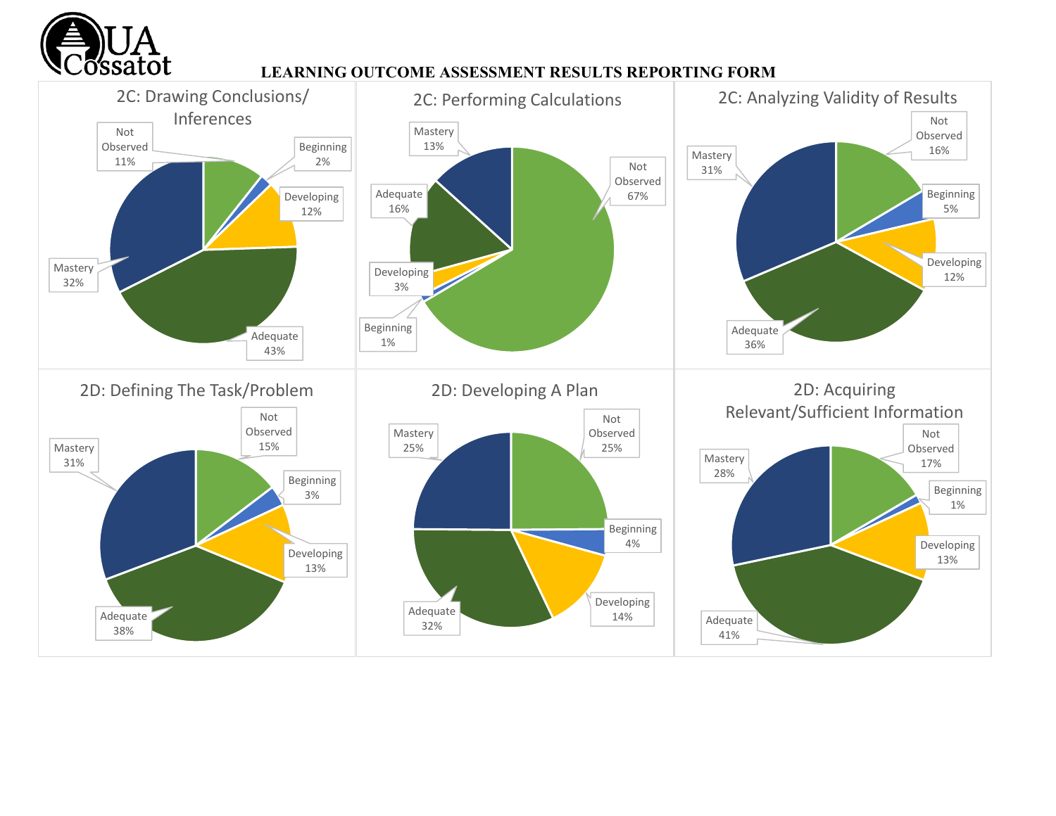UA Cossatot

# LEARNING OUTCOME ASSESSMENT RESULTS REPORTING FORM

## 2C: Drawing Conclusions/ Inferences

Not Observed 11%
Beginning 2%
Developing 12%
Adequate 43%
Mastery 32%

## 2C: Performing Calculations

Mastery 13%
Not Observed 67%
Adequate 16%
Developing 3%
Beginning 1%

## 2C: Analyzing Validity of Results

Not Observed 16%
Mastery 31%
Beginning 5%
Developing 12%
Adequate 36%

## 2D: Defining The Task/Problem

Not Observed 15%
Mastery 31%
Beginning 3%
Developing 13%
Adequate 38%

## 2D: Developing A Plan

Mastery 25%
Not Observed 25%
Beginning 4%
Developing 14%
Adequate 32%

## 2D: Acquiring Relevant/Sufficient Information

Not Observed 17%
Mastery 28%
Beginning 1%
Developing 13%
Adequate 41%